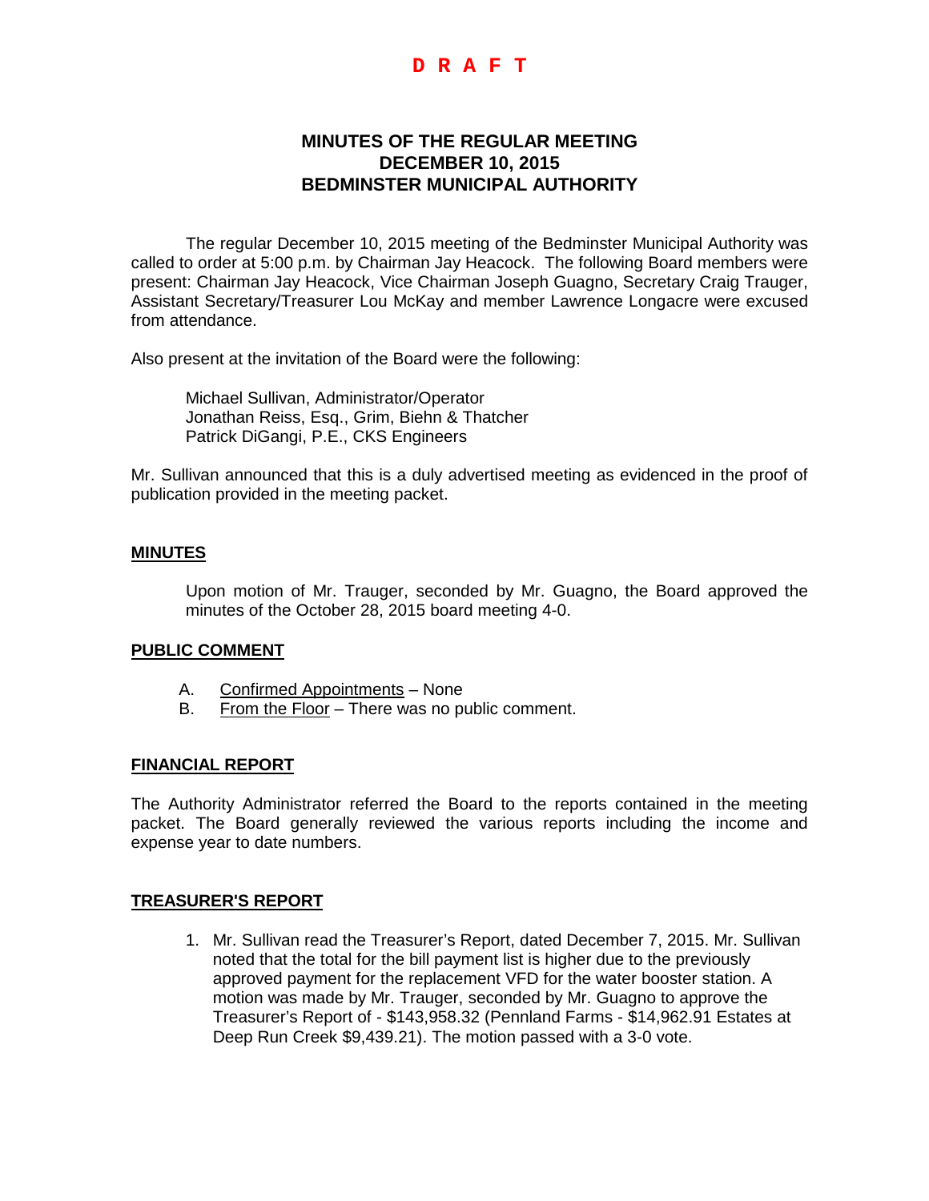**D R A F T**

# MINUTES OF THE REGULAR MEETING
# DECEMBER 10, 2015
# BEDMINSTER MUNICIPAL AUTHORITY

The regular December 10, 2015 meeting of the Bedminster Municipal Authority was called to order at 5:00 p.m. by Chairman Jay Heacock. The following Board members were present: Chairman Jay Heacock, Vice Chairman Joseph Guagno, Secretary Craig Trauger, Assistant Secretary/Treasurer Lou McKay and member Lawrence Longacre were excused from attendance.

Also present at the invitation of the Board were the following:

Michael Sullivan, Administrator/Operator
Jonathan Reiss, Esq., Grim, Biehn & Thatcher
Patrick DiGangi, P.E., CKS Engineers

Mr. Sullivan announced that this is a duly advertised meeting as evidenced in the proof of publication provided in the meeting packet.

## MINUTES

Upon motion of Mr. Trauger, seconded by Mr. Guagno, the Board approved the minutes of the October 28, 2015 board meeting 4-0.

## PUBLIC COMMENT

A. Confirmed Appointments – None
B. From the Floor – There was no public comment.

## FINANCIAL REPORT

The Authority Administrator referred the Board to the reports contained in the meeting packet. The Board generally reviewed the various reports including the income and expense year to date numbers.

## TREASURER'S REPORT

1. Mr. Sullivan read the Treasurer's Report, dated December 7, 2015. Mr. Sullivan noted that the total for the bill payment list is higher due to the previously approved payment for the replacement VFD for the water booster station. A motion was made by Mr. Trauger, seconded by Mr. Guagno to approve the Treasurer's Report of - $143,958.32 (Pennland Farms - $14,962.91 Estates at Deep Run Creek $9,439.21). The motion passed with a 3-0 vote.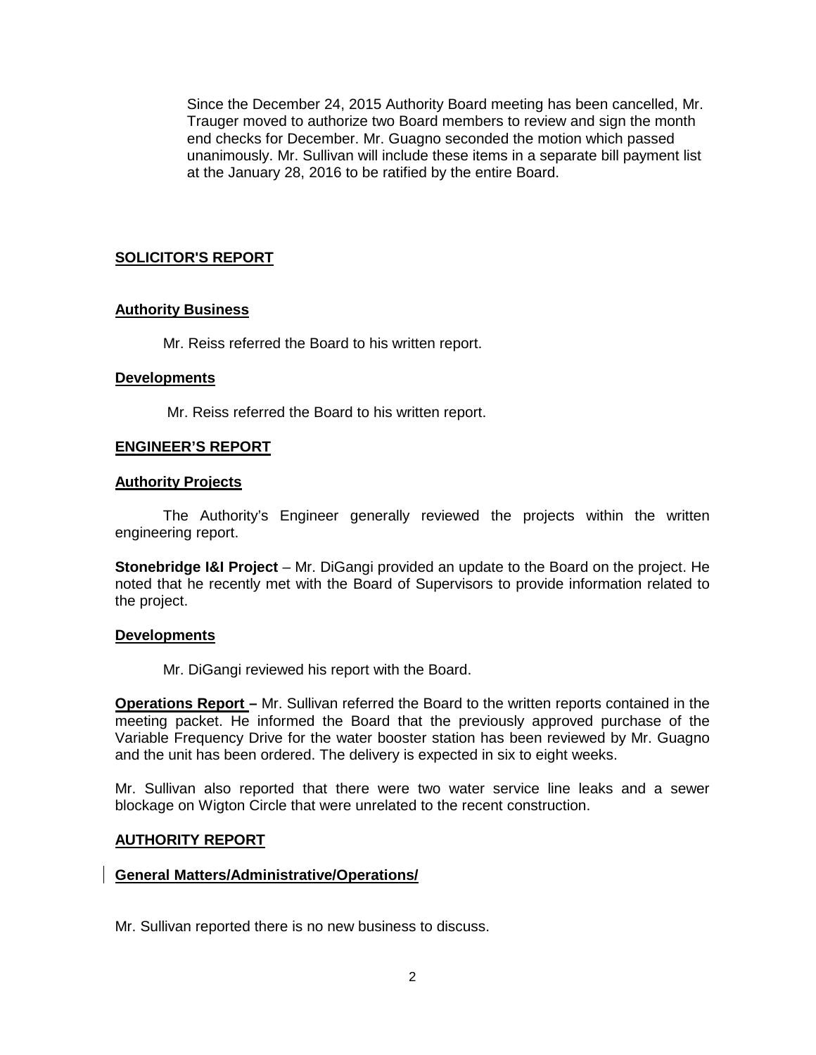Since the December 24, 2015 Authority Board meeting has been cancelled, Mr. Trauger moved to authorize two Board members to review and sign the month end checks for December. Mr. Guagno seconded the motion which passed unanimously. Mr. Sullivan will include these items in a separate bill payment list at the January 28, 2016 to be ratified by the entire Board.

## SOLICITOR'S REPORT

### Authority Business

Mr. Reiss referred the Board to his written report.

### Developments

Mr. Reiss referred the Board to his written report.

## ENGINEER'S REPORT

### Authority Projects

The Authority's Engineer generally reviewed the projects within the written engineering report.

**Stonebridge I&I Project** – Mr. DiGangi provided an update to the Board on the project. He noted that he recently met with the Board of Supervisors to provide information related to the project.

### Developments

Mr. DiGangi reviewed his report with the Board.

**Operations Report –** Mr. Sullivan referred the Board to the written reports contained in the meeting packet. He informed the Board that the previously approved purchase of the Variable Frequency Drive for the water booster station has been reviewed by Mr. Guagno and the unit has been ordered. The delivery is expected in six to eight weeks.

Mr. Sullivan also reported that there were two water service line leaks and a sewer blockage on Wigton Circle that were unrelated to the recent construction.

## AUTHORITY REPORT

### General Matters/Administrative/Operations/

Mr. Sullivan reported there is no new business to discuss.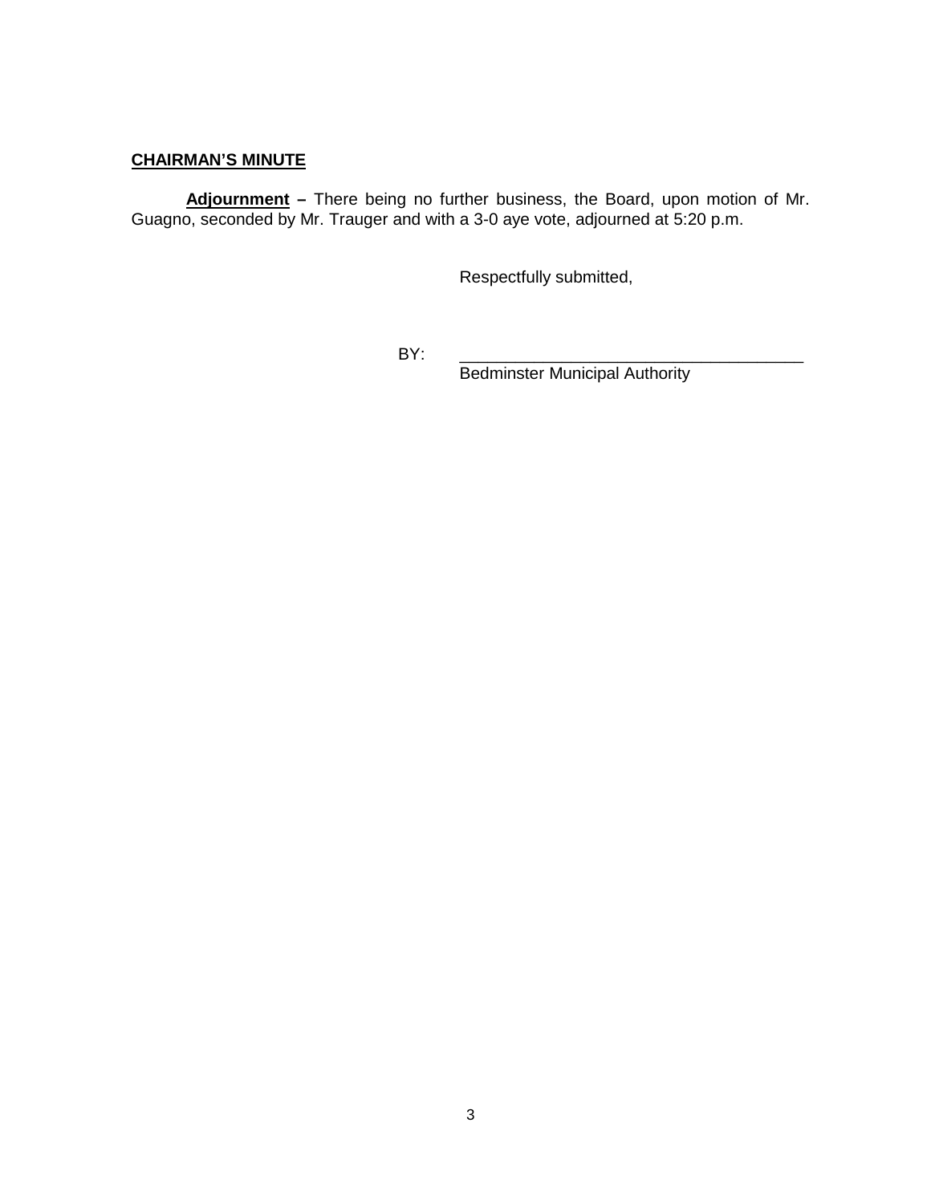**<u>CHAIRMAN'S MINUTE</u>**

**<u>Adjournment</u> –** There being no further business, the Board, upon motion of Mr. Guagno, seconded by Mr. Trauger and with a 3-0 aye vote, adjourned at 5:20 p.m.

Respectfully submitted,

BY: ______________________________________

Bedminster Municipal Authority